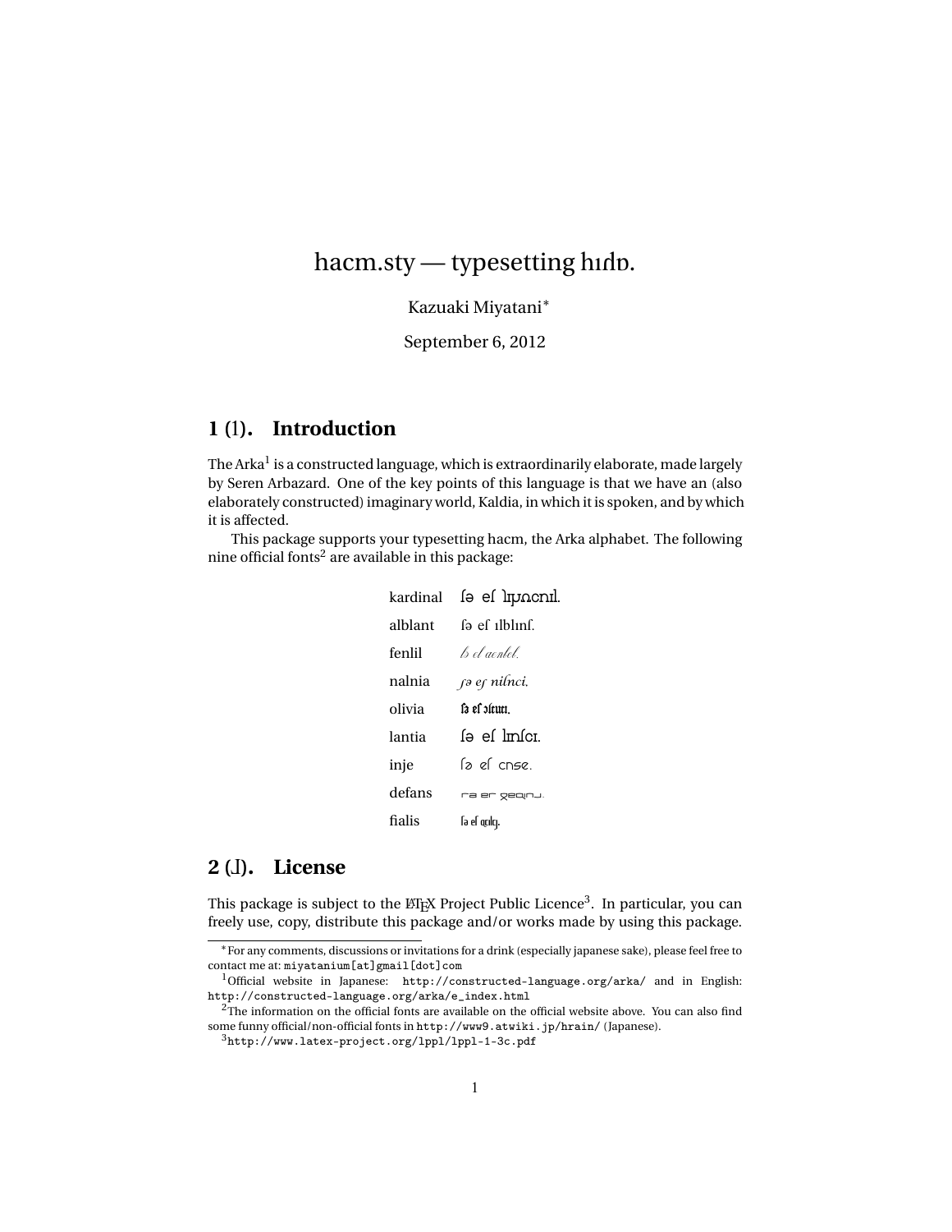# hacm.sty — typesetting hıɾdɒ.

Kazuaki Miyatani*

September 6, 2012

## 1 (l). Introduction

The Arka[1] is a constructed language, which is extraordinarily elaborate, made largely by Seren Arbazard. One of the key points of this language is that we have an (also elaborately constructed) imaginary world, Kaldia, in which it is spoken, and by which it is affected.

This package supports your typesetting hacm, the Arka alphabet. The following nine official fonts[2] are available in this package:

| | |
|---|---|
| kardinal | ʃə eʃ lɪpɾɒcnɪl. |
| alblant | ʃə eʃ ılblınʃ. |
| fenlil | ʃə eʃ aenlel. |
| nalnia | ʃə eʃ nilnci. |
| olivia | ʃə eʃ ɔlɾuti. |
| lantia | ʃə eʃ lmʃcı. |
| inje | ʃə eʃ cnse. |
| defans | ɾa eɾ ɡeɒɪnɹ. |
| fialis | ʃə eʃ ɑclɪɡ. |

## 2 (J). License

This package is subject to the LaTeX Project Public Licence[3]. In particular, you can freely use, copy, distribute this package and/or works made by using this package.

---

*For any comments, discussions or invitations for a drink (especially japanese sake), please feel free to contact me at: miyatanium[at]gmail[dot]com

[1] Official website in Japanese: http://constructed-language.org/arka/ and in English: http://constructed-language.org/arka/e_index.html

[2] The information on the official fonts are available on the official website above. You can also find some funny official/non-official fonts in http://www9.atwiki.jp/hrain/ (Japanese).

[3] http://www.latex-project.org/lppl/lppl-1-3c.pdf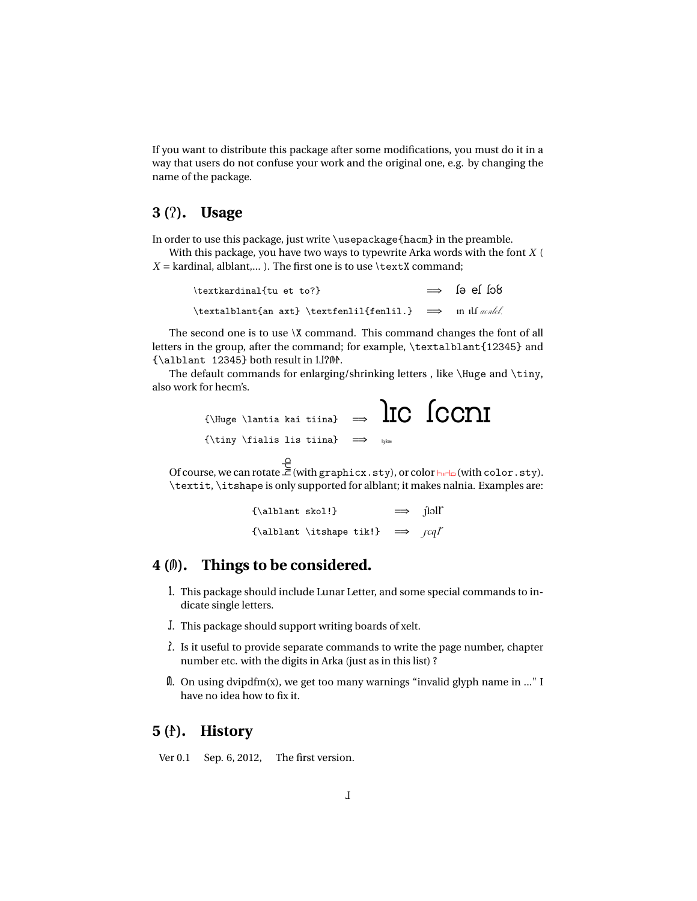If you want to distribute this package after some modifications, you must do it in a way that users do not confuse your work and the original one, e.g. by changing the name of the package.

## 3 (ʔ). Usage

In order to use this package, just write `\usepackage{hacm}` in the preamble.

With this package, you have two ways to typewrite Arka words with the font $X$ ( $X$ = kardinal, alblant,... ). The first one is to use `\textX` command;

```
\textkardinal{tu et to?}                ⟹   ʃə eʃ ʃɔȣ
\textalblant{an axt} \textfenlil{fenlil.}   ⟹   ın ıɭʃ aenlil.
```

The second one is to use `\X` command. This command changes the font of all letters in the group, after the command; for example, `\textalblant{12345}` and `{\alblant 12345}` both result in 1Ꞁʔ⫿ᛚ.

The default commands for enlarging/shrinking letters , like `\Huge` and `\tiny`, also work for hecm's.

```
{\Huge \lantia kai tiina}   ⟹   lıc ʃccnı
{\tiny \fialis lis tiina}   ⟹   lıjkcm
```

Of course, we can rotate hırb (with `graphicx.sty`), or color hırb (with `color.sty`). `\textit`, `\itshape` is only supported for alblant; it makes nalnia. Examples are:

```
{\alblant skol!}           ⟹   ĵlɔlʃ
{\alblant \itshape tik!}   ⟹   ʃcqʃ
```

## 4 (⫿). Things to be considered.

1. This package should include Lunar Letter, and some special commands to indicate single letters.
2. This package should support writing boards of xelt.
3. Is it useful to provide separate commands to write the page number, chapter number etc. with the digits in Arka (just as in this list) ?
4. On using dvipdfm(x), we get too many warnings "invalid glyph name in ..." I have no idea how to fix it.

## 5 (ᛚ). History

Ver 0.1   Sep. 6, 2012,   The first version.